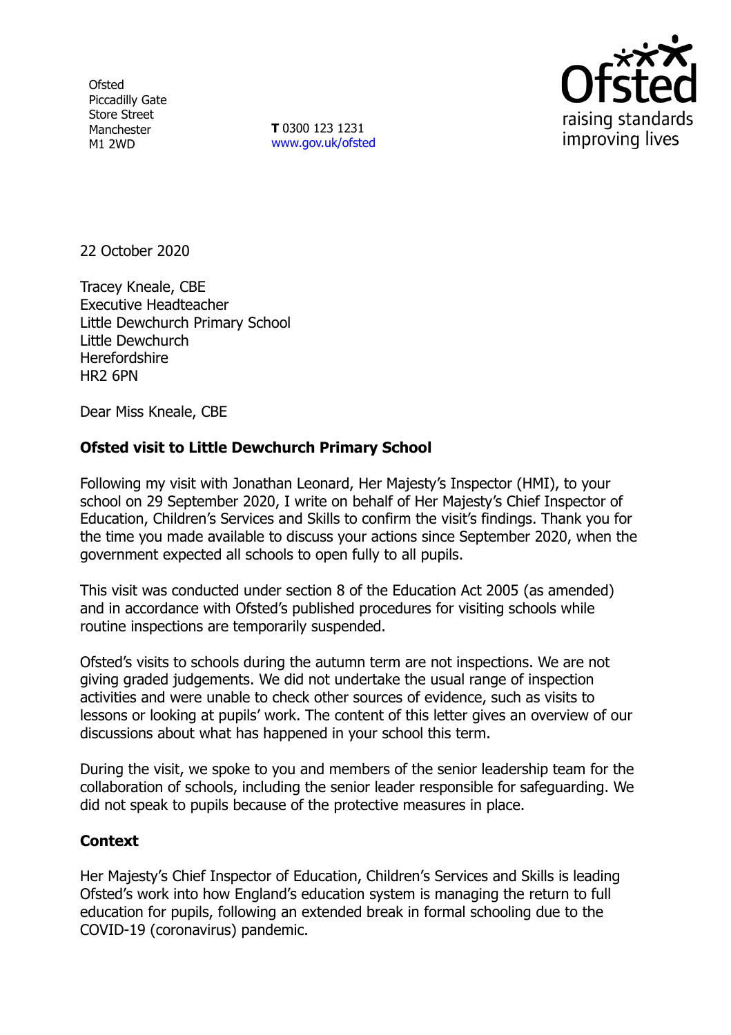Ofsted
Piccadilly Gate
Store Street
Manchester
M1 2WD

**T** 0300 123 1231
www.gov.uk/ofsted

22 October 2020

Tracey Kneale, CBE
Executive Headteacher
Little Dewchurch Primary School
Little Dewchurch
Herefordshire
HR2 6PN

Dear Miss Kneale, CBE

**Ofsted visit to Little Dewchurch Primary School**

Following my visit with Jonathan Leonard, Her Majesty's Inspector (HMI), to your school on 29 September 2020, I write on behalf of Her Majesty's Chief Inspector of Education, Children's Services and Skills to confirm the visit's findings. Thank you for the time you made available to discuss your actions since September 2020, when the government expected all schools to open fully to all pupils.

This visit was conducted under section 8 of the Education Act 2005 (as amended) and in accordance with Ofsted's published procedures for visiting schools while routine inspections are temporarily suspended.

Ofsted's visits to schools during the autumn term are not inspections. We are not giving graded judgements. We did not undertake the usual range of inspection activities and were unable to check other sources of evidence, such as visits to lessons or looking at pupils' work. The content of this letter gives an overview of our discussions about what has happened in your school this term.

During the visit, we spoke to you and members of the senior leadership team for the collaboration of schools, including the senior leader responsible for safeguarding. We did not speak to pupils because of the protective measures in place.

**Context**

Her Majesty's Chief Inspector of Education, Children's Services and Skills is leading Ofsted's work into how England's education system is managing the return to full education for pupils, following an extended break in formal schooling due to the COVID-19 (coronavirus) pandemic.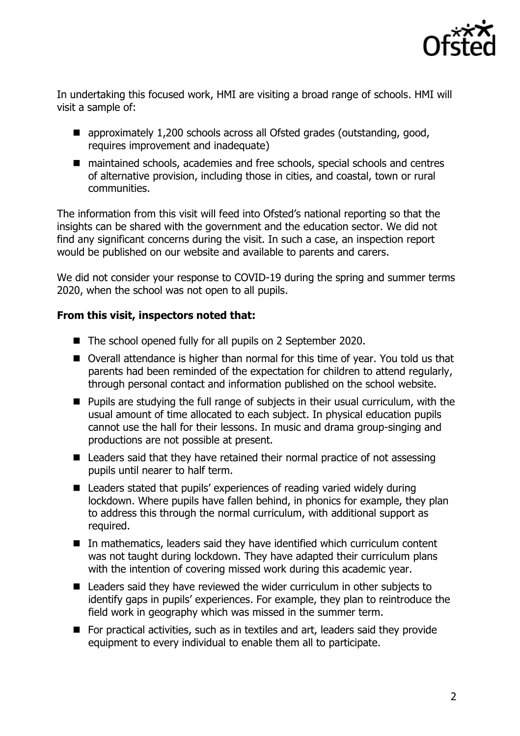In undertaking this focused work, HMI are visiting a broad range of schools. HMI will visit a sample of:

- approximately 1,200 schools across all Ofsted grades (outstanding, good, requires improvement and inadequate)
- maintained schools, academies and free schools, special schools and centres of alternative provision, including those in cities, and coastal, town or rural communities.

The information from this visit will feed into Ofsted's national reporting so that the insights can be shared with the government and the education sector. We did not find any significant concerns during the visit. In such a case, an inspection report would be published on our website and available to parents and carers.

We did not consider your response to COVID-19 during the spring and summer terms 2020, when the school was not open to all pupils.

**From this visit, inspectors noted that:**

- The school opened fully for all pupils on 2 September 2020.
- Overall attendance is higher than normal for this time of year. You told us that parents had been reminded of the expectation for children to attend regularly, through personal contact and information published on the school website.
- Pupils are studying the full range of subjects in their usual curriculum, with the usual amount of time allocated to each subject. In physical education pupils cannot use the hall for their lessons. In music and drama group-singing and productions are not possible at present.
- Leaders said that they have retained their normal practice of not assessing pupils until nearer to half term.
- Leaders stated that pupils' experiences of reading varied widely during lockdown. Where pupils have fallen behind, in phonics for example, they plan to address this through the normal curriculum, with additional support as required.
- In mathematics, leaders said they have identified which curriculum content was not taught during lockdown. They have adapted their curriculum plans with the intention of covering missed work during this academic year.
- Leaders said they have reviewed the wider curriculum in other subjects to identify gaps in pupils' experiences. For example, they plan to reintroduce the field work in geography which was missed in the summer term.
- For practical activities, such as in textiles and art, leaders said they provide equipment to every individual to enable them all to participate.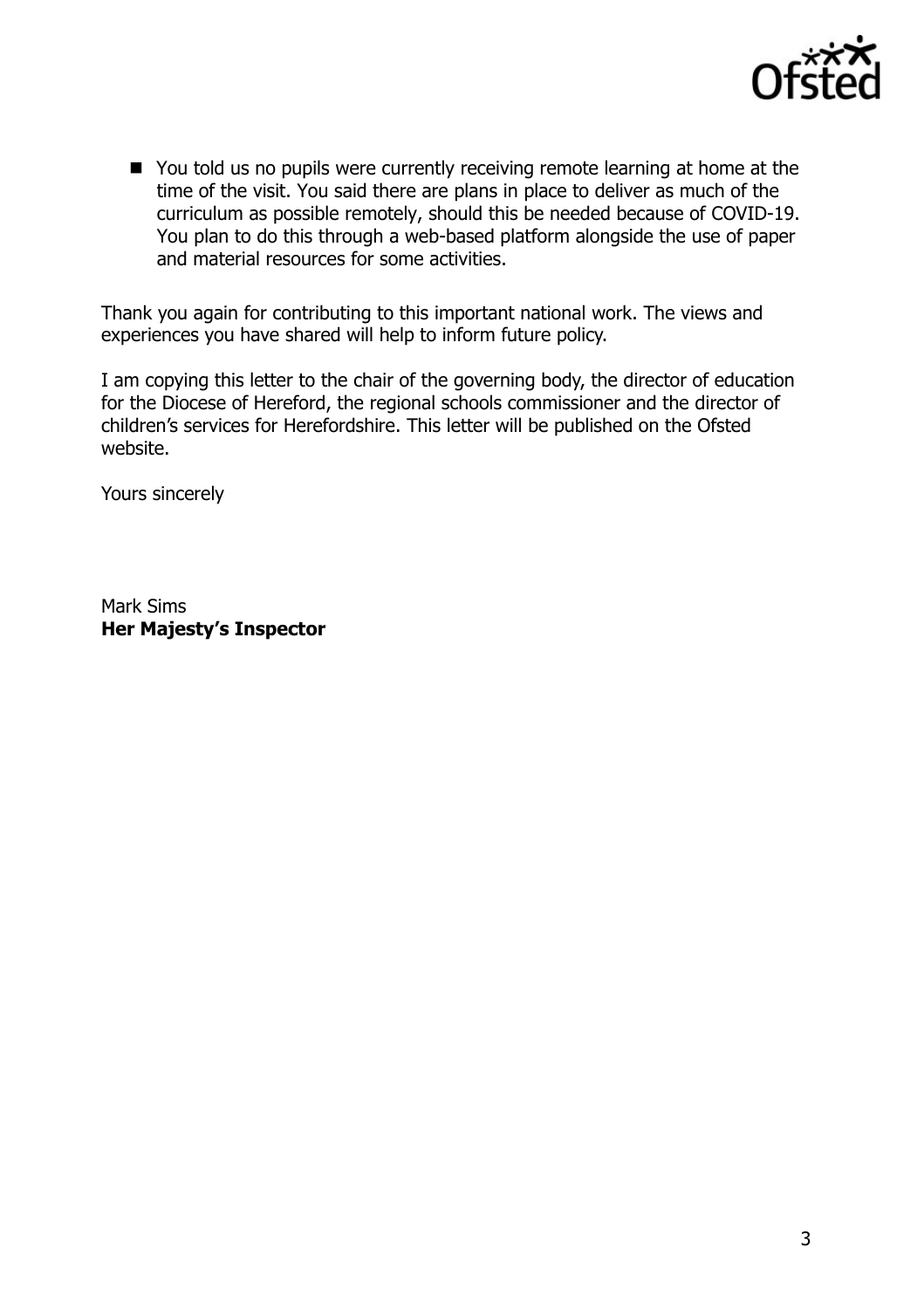- You told us no pupils were currently receiving remote learning at home at the time of the visit. You said there are plans in place to deliver as much of the curriculum as possible remotely, should this be needed because of COVID-19. You plan to do this through a web-based platform alongside the use of paper and material resources for some activities.

Thank you again for contributing to this important national work. The views and experiences you have shared will help to inform future policy.

I am copying this letter to the chair of the governing body, the director of education for the Diocese of Hereford, the regional schools commissioner and the director of children's services for Herefordshire. This letter will be published on the Ofsted website.

Yours sincerely

Mark Sims
**Her Majesty's Inspector**